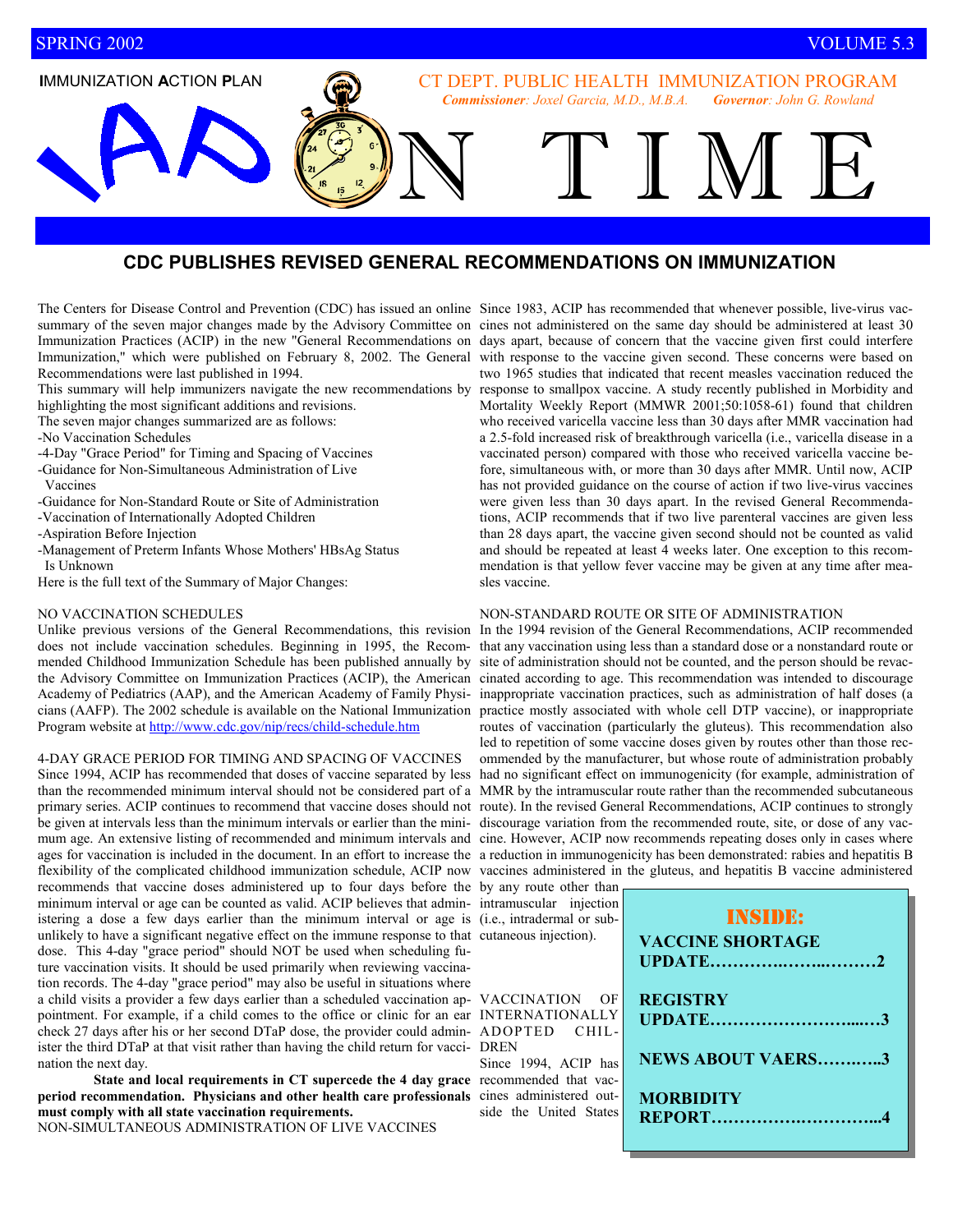SPRING 2002 VOLUME 5.3

IMMUNIZATION ACTION PLAN

CT DEPT. PUBLIC HEALTH IMMUNIZATION PROGRAM

***Commissioner**: Joxel Garcia, M.D., M.B.A.* ***Governor**: John G. Rowland*

# IAP ON TIME

## CDC PUBLISHES REVISED GENERAL RECOMMENDATIONS ON IMMUNIZATION

The Centers for Disease Control and Prevention (CDC) has issued an online summary of the seven major changes made by the Advisory Committee on Immunization Practices (ACIP) in the new "General Recommendations on Immunization," which were published on February 8, 2002. The General Recommendations were last published in 1994.

This summary will help immunizers navigate the new recommendations by highlighting the most significant additions and revisions.

The seven major changes summarized are as follows:

- No Vaccination Schedules
- 4-Day "Grace Period" for Timing and Spacing of Vaccines
- Guidance for Non-Simultaneous Administration of Live Vaccines
- Guidance for Non-Standard Route or Site of Administration
- Vaccination of Internationally Adopted Children
- Aspiration Before Injection
- Management of Preterm Infants Whose Mothers' HBsAg Status Is Unknown

Here is the full text of the Summary of Major Changes:

### NO VACCINATION SCHEDULES

Unlike previous versions of the General Recommendations, this revision does not include vaccination schedules. Beginning in 1995, the Recommended Childhood Immunization Schedule has been published annually by the Advisory Committee on Immunization Practices (ACIP), the American Academy of Pediatrics (AAP), and the American Academy of Family Physicians (AAFP). The 2002 schedule is available on the National Immunization Program website at http://www.cdc.gov/nip/recs/child-schedule.htm

### 4-DAY GRACE PERIOD FOR TIMING AND SPACING OF VACCINES

Since 1994, ACIP has recommended that doses of vaccine separated by less than the recommended minimum interval should not be considered part of a primary series. ACIP continues to recommend that vaccine doses should not be given at intervals less than the minimum intervals or earlier than the minimum age. An extensive listing of recommended and minimum intervals and ages for vaccination is included in the document. In an effort to increase the flexibility of the complicated childhood immunization schedule, ACIP now recommends that vaccine doses administered up to four days before the minimum interval or age can be counted as valid. ACIP believes that administering a dose a few days earlier than the minimum interval or age is unlikely to have a significant negative effect on the immune response to that dose. This 4-day "grace period" should NOT be used when scheduling future vaccination visits. It should be used primarily when reviewing vaccination records. The 4-day "grace period" may also be useful in situations where a child visits a provider a few days earlier than a scheduled vaccination appointment. For example, if a child comes to the office or clinic for an ear check 27 days after his or her second DTaP dose, the provider could administer the third DTaP at that visit rather than having the child return for vaccination the next day.

**State and local requirements in CT supercede the 4 day grace period recommendation. Physicians and other health care professionals must comply with all state vaccination requirements.**

### NON-SIMULTANEOUS ADMINISTRATION OF LIVE VACCINES

Since 1983, ACIP has recommended that whenever possible, live-virus vaccines not administered on the same day should be administered at least 30 days apart, because of concern that the vaccine given first could interfere with response to the vaccine given second. These concerns were based on two 1965 studies that indicated that recent measles vaccination reduced the response to smallpox vaccine. A study recently published in Morbidity and Mortality Weekly Report (MMWR 2001;50:1058-61) found that children who received varicella vaccine less than 30 days after MMR vaccination had a 2.5-fold increased risk of breakthrough varicella (i.e., varicella disease in a vaccinated person) compared with those who received varicella vaccine before, simultaneous with, or more than 30 days after MMR. Until now, ACIP has not provided guidance on the course of action if two live-virus vaccines were given less than 30 days apart. In the revised General Recommendations, ACIP recommends that if two live parenteral vaccines are given less than 28 days apart, the vaccine given second should not be counted as valid and should be repeated at least 4 weeks later. One exception to this recommendation is that yellow fever vaccine may be given at any time after measles vaccine.

### NON-STANDARD ROUTE OR SITE OF ADMINISTRATION

In the 1994 revision of the General Recommendations, ACIP recommended that any vaccination using less than a standard dose or a nonstandard route or site of administration should not be counted, and the person should be revaccinated according to age. This recommendation was intended to discourage inappropriate vaccination practices, such as administration of half doses (a practice mostly associated with whole cell DTP vaccine), or inappropriate routes of vaccination (particularly the gluteus). This recommendation also led to repetition of some vaccine doses given by routes other than those recommended by the manufacturer, but whose route of administration probably had no significant effect on immunogenicity (for example, administration of MMR by the intramuscular route rather than the recommended subcutaneous route). In the revised General Recommendations, ACIP continues to strongly discourage variation from the recommended route, site, or dose of any vaccine. However, ACIP now recommends repeating doses only in cases where a reduction in immunogenicity has been demonstrated: rabies and hepatitis B vaccines administered in the gluteus, and hepatitis B vaccine administered by any route other than intramuscular injection (i.e., intradermal or subcutaneous injection).

### VACCINATION OF INTERNATIONALLY ADOPTED CHILDREN

Since 1994, ACIP has recommended that vaccines administered outside the United States

**INSIDE:**

- **VACCINE SHORTAGE UPDATE……………………2**
- **REGISTRY UPDATE……………………...3**
- **NEWS ABOUT VAERS………..3**
- **MORBIDITY REPORT…………………………..4**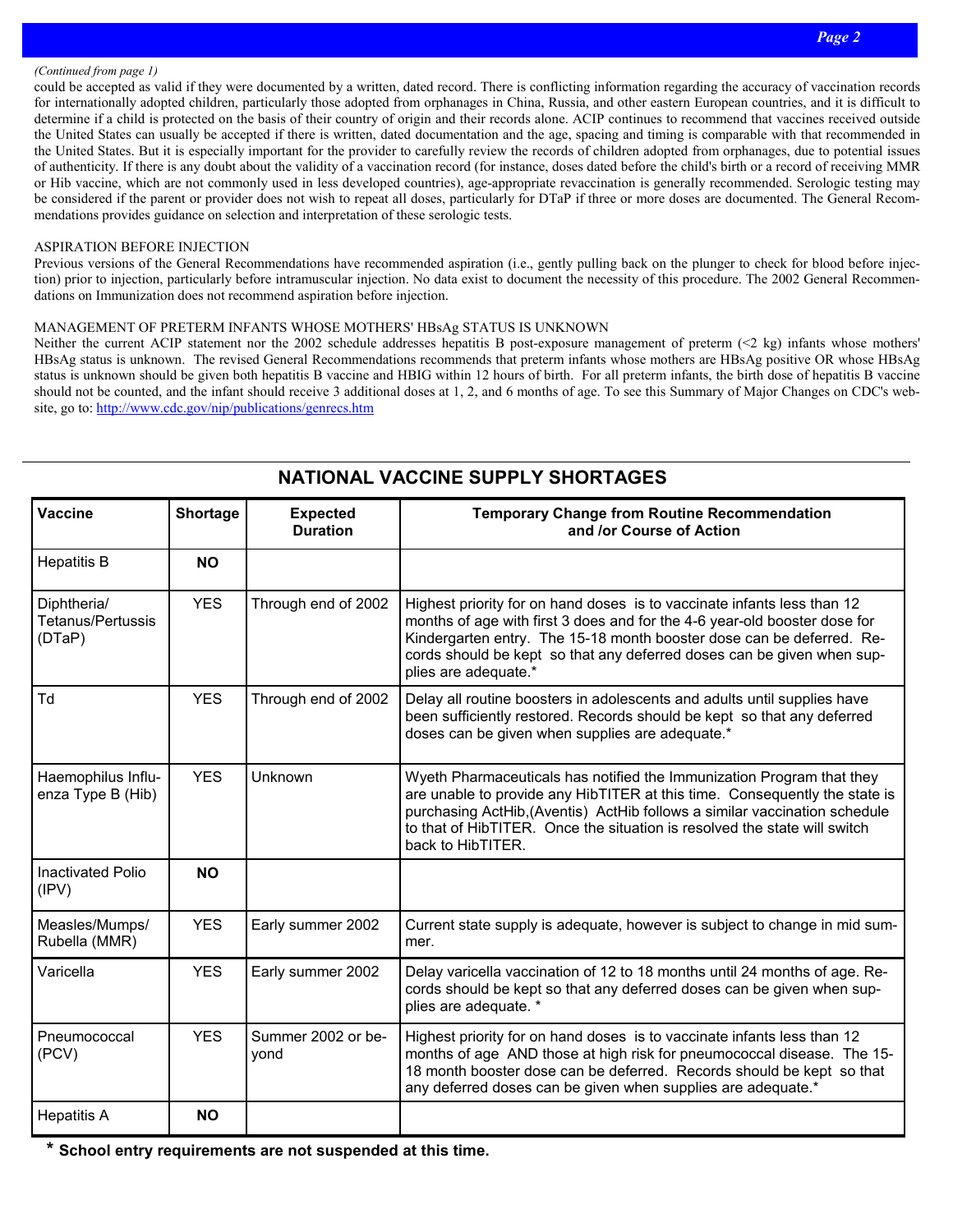*(Continued from page 1)*

could be accepted as valid if they were documented by a written, dated record. There is conflicting information regarding the accuracy of vaccination records for internationally adopted children, particularly those adopted from orphanages in China, Russia, and other eastern European countries, and it is difficult to determine if a child is protected on the basis of their country of origin and their records alone. ACIP continues to recommend that vaccines received outside the United States can usually be accepted if there is written, dated documentation and the age, spacing and timing is comparable with that recommended in the United States. But it is especially important for the provider to carefully review the records of children adopted from orphanages, due to potential issues of authenticity. If there is any doubt about the validity of a vaccination record (for instance, doses dated before the child's birth or a record of receiving MMR or Hib vaccine, which are not commonly used in less developed countries), age-appropriate revaccination is generally recommended. Serologic testing may be considered if the parent or provider does not wish to repeat all doses, particularly for DTaP if three or more doses are documented. The General Recommendations provides guidance on selection and interpretation of these serologic tests.

ASPIRATION BEFORE INJECTION

Previous versions of the General Recommendations have recommended aspiration (i.e., gently pulling back on the plunger to check for blood before injection) prior to injection, particularly before intramuscular injection. No data exist to document the necessity of this procedure. The 2002 General Recommendations on Immunization does not recommend aspiration before injection.

MANAGEMENT OF PRETERM INFANTS WHOSE MOTHERS' HBsAg STATUS IS UNKNOWN

Neither the current ACIP statement nor the 2002 schedule addresses hepatitis B post-exposure management of preterm (<2 kg) infants whose mothers' HBsAg status is unknown. The revised General Recommendations recommends that preterm infants whose mothers are HBsAg positive OR whose HBsAg status is unknown should be given both hepatitis B vaccine and HBIG within 12 hours of birth. For all preterm infants, the birth dose of hepatitis B vaccine should not be counted, and the infant should receive 3 additional doses at 1, 2, and 6 months of age. To see this Summary of Major Changes on CDC's website, go to: http://www.cdc.gov/nip/publications/genrecs.htm

## NATIONAL VACCINE SUPPLY SHORTAGES

| Vaccine | Shortage | Expected Duration | Temporary Change from Routine Recommendation and /or Course of Action |
|---|---|---|---|
| Hepatitis B | **NO** | | |
| Diphtheria/ Tetanus/Pertussis (DTaP) | YES | Through end of 2002 | Highest priority for on hand doses is to vaccinate infants less than 12 months of age with first 3 does and for the 4-6 year-old booster dose for Kindergarten entry. The 15-18 month booster dose can be deferred. Records should be kept so that any deferred doses can be given when supplies are adequate.* |
| Td | YES | Through end of 2002 | Delay all routine boosters in adolescents and adults until supplies have been sufficiently restored. Records should be kept so that any deferred doses can be given when supplies are adequate.* |
| Haemophilus Influenza Type B (Hib) | YES | Unknown | Wyeth Pharmaceuticals has notified the Immunization Program that they are unable to provide any HibTITER at this time. Consequently the state is purchasing ActHib,(Aventis) ActHib follows a similar vaccination schedule to that of HibTITER. Once the situation is resolved the state will switch back to HibTITER. |
| Inactivated Polio (IPV) | **NO** | | |
| Measles/Mumps/ Rubella (MMR) | YES | Early summer 2002 | Current state supply is adequate, however is subject to change in mid summer. |
| Varicella | YES | Early summer 2002 | Delay varicella vaccination of 12 to 18 months until 24 months of age. Records should be kept so that any deferred doses can be given when supplies are adequate. * |
| Pneumococcal (PCV) | YES | Summer 2002 or beyond | Highest priority for on hand doses is to vaccinate infants less than 12 months of age AND those at high risk for pneumococcal disease. The 15-18 month booster dose can be deferred. Records should be kept so that any deferred doses can be given when supplies are adequate.* |
| Hepatitis A | **NO** | | |

**\* School entry requirements are not suspended at this time.**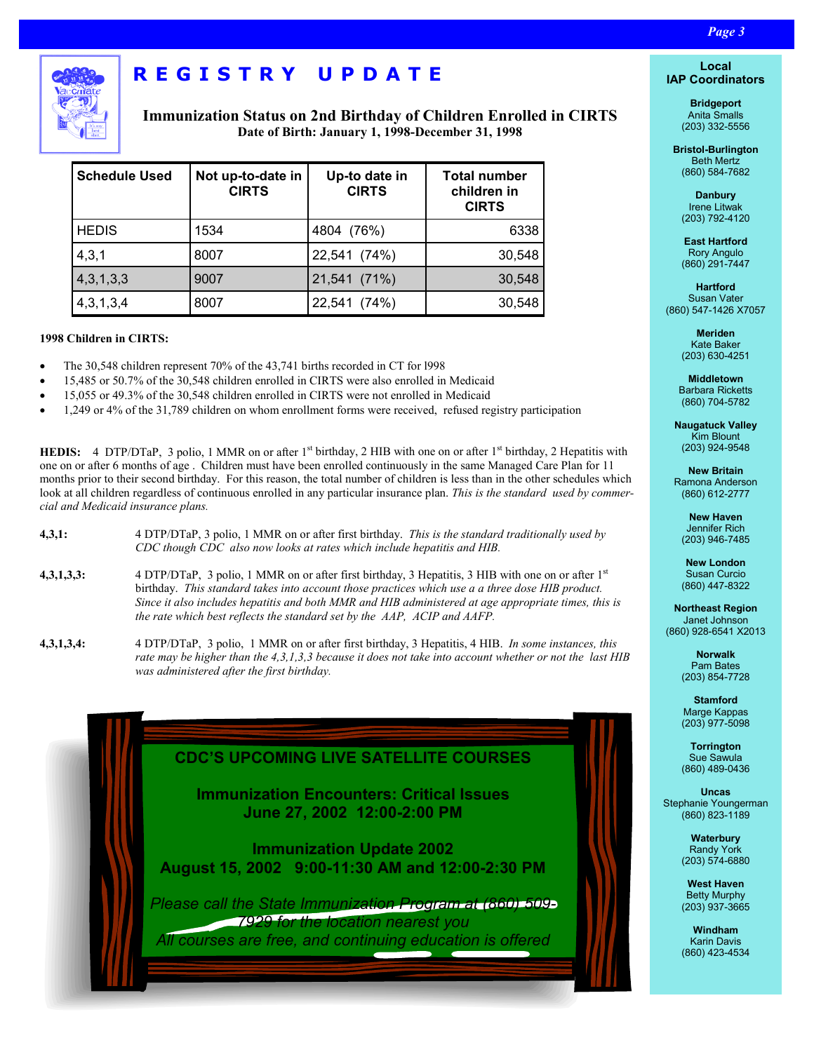# REGISTRY UPDATE

## Immunization Status on 2nd Birthday of Children Enrolled in CIRTS

**Date of Birth: January 1, 1998-December 31, 1998**

| Schedule Used | Not up-to-date in CIRTS | Up-to date in CIRTS | Total number children in CIRTS |
|---|---|---|---|
| HEDIS | 1534 | 4804 (76%) | 6338 |
| 4,3,1 | 8007 | 22,541 (74%) | 30,548 |
| 4,3,1,3,3 | 9007 | 21,541 (71%) | 30,548 |
| 4,3,1,3,4 | 8007 | 22,541 (74%) | 30,548 |

**1998 Children in CIRTS:**

- The 30,548 children represent 70% of the 43,741 births recorded in CT for l998
- 15,485 or 50.7% of the 30,548 children enrolled in CIRTS were also enrolled in Medicaid
- 15,055 or 49.3% of the 30,548 children enrolled in CIRTS were not enrolled in Medicaid
- 1,249 or 4% of the 31,789 children on whom enrollment forms were received, refused registry participation

**HEDIS:** 4 DTP/DTaP, 3 polio, 1 MMR on or after 1st birthday, 2 HIB with one on or after 1st birthday, 2 Hepatitis with one on or after 6 months of age . Children must have been enrolled continuously in the same Managed Care Plan for 11 months prior to their second birthday. For this reason, the total number of children is less than in the other schedules which look at all children regardless of continuous enrolled in any particular insurance plan. *This is the standard used by commercial and Medicaid insurance plans.*

**4,3,1:** 4 DTP/DTaP, 3 polio, 1 MMR on or after first birthday. *This is the standard traditionally used by CDC though CDC also now looks at rates which include hepatitis and HIB.*

**4,3,1,3,3:** 4 DTP/DTaP, 3 polio, 1 MMR on or after first birthday, 3 Hepatitis, 3 HIB with one on or after 1st birthday. *This standard takes into account those practices which use a a three dose HIB product. Since it also includes hepatitis and both MMR and HIB administered at age appropriate times, this is the rate which best reflects the standard set by the AAP, ACIP and AAFP.*

**4,3,1,3,4:** 4 DTP/DTaP, 3 polio, 1 MMR on or after first birthday, 3 Hepatitis, 4 HIB. *In some instances, this rate may be higher than the 4,3,1,3,3 because it does not take into account whether or not the last HIB was administered after the first birthday.*

**CDC'S UPCOMING LIVE SATELLITE COURSES**

**Immunization Encounters: Critical Issues**
**June 27, 2002 12:00-2:00 PM**

**Immunization Update 2002**
**August 15, 2002 9:00-11:30 AM and 12:00-2:30 PM**

*Please call the State Immunization Program at (860) 509-7929 for the location nearest you*
*All courses are free, and continuing education is offered*

### Local IAP Coordinators

**Bridgeport**
Anita Smalls
(203) 332-5556

**Bristol-Burlington**
Beth Mertz
(860) 584-7682

**Danbury**
Irene Litwak
(203) 792-4120

**East Hartford**
Rory Angulo
(860) 291-7447

**Hartford**
Susan Vater
(860) 547-1426 X7057

**Meriden**
Kate Baker
(203) 630-4251

**Middletown**
Barbara Ricketts
(860) 704-5782

**Naugatuck Valley**
Kim Blount
(203) 924-9548

**New Britain**
Ramona Anderson
(860) 612-2777

**New Haven**
Jennifer Rich
(203) 946-7485

**New London**
Susan Curcio
(860) 447-8322

**Northeast Region**
Janet Johnson
(860) 928-6541 X2013

**Norwalk**
Pam Bates
(203) 854-7728

**Stamford**
Marge Kappas
(203) 977-5098

**Torrington**
Sue Sawula
(860) 489-0436

**Uncas**
Stephanie Youngerman
(860) 823-1189

**Waterbury**
Randy York
(203) 574-6880

**West Haven**
Betty Murphy
(203) 937-3665

**Windham**
Karin Davis
(860) 423-4534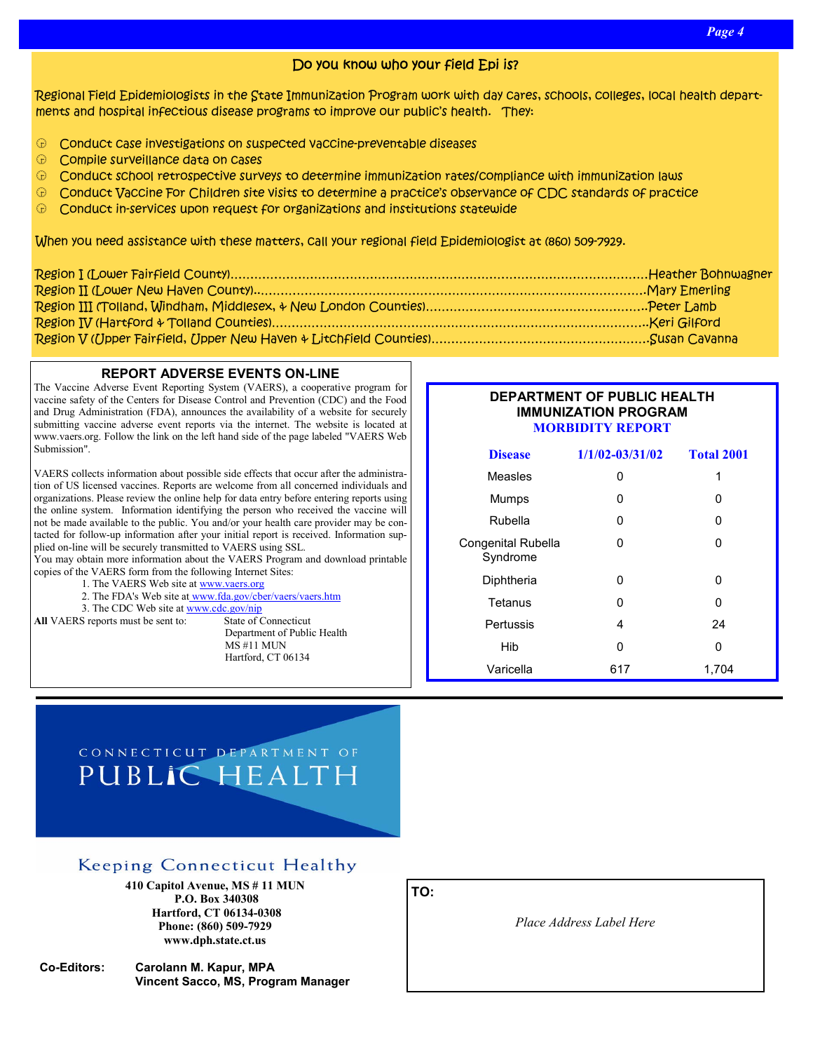## Do you know who your field Epi is?

Regional Field Epidemiologists in the State Immunization Program work with day cares, schools, colleges, local health departments and hospital infectious disease programs to improve our public's health. They:

- Conduct case investigations on suspected vaccine-preventable diseases
- Compile surveillance data on cases
- Conduct school retrospective surveys to determine immunization rates/compliance with immunization laws
- Conduct Vaccine For Children site visits to determine a practice's observance of CDC standards of practice
- Conduct in-services upon request for organizations and institutions statewide

When you need assistance with these matters, call your regional field Epidemiologist at (860) 509-7929.

Region I (Lower Fairfield County)........................................Heather Bohnwagner
Region II (Lower New Haven County)........................................Mary Emerling
Region III (Tolland, Windham, Middlesex, & New London Counties)........................................Peter Lamb
Region IV (Hartford & Tolland Counties)........................................Keri Gilford
Region V (Upper Fairfield, Upper New Haven & Litchfield Counties)........................................Susan Cavanna

## REPORT ADVERSE EVENTS ON-LINE

The Vaccine Adverse Event Reporting System (VAERS), a cooperative program for vaccine safety of the Centers for Disease Control and Prevention (CDC) and the Food and Drug Administration (FDA), announces the availability of a website for securely submitting vaccine adverse event reports via the internet. The website is located at www.vaers.org. Follow the link on the left hand side of the page labeled "VAERS Web Submission".

VAERS collects information about possible side effects that occur after the administration of US licensed vaccines. Reports are welcome from all concerned individuals and organizations. Please review the online help for data entry before entering reports using the online system. Information identifying the person who received the vaccine will not be made available to the public. You and/or your health care provider may be contacted for follow-up information after your initial report is received. Information supplied on-line will be securely transmitted to VAERS using SSL.
You may obtain more information about the VAERS Program and download printable copies of the VAERS form from the following Internet Sites:

1. The VAERS Web site at www.vaers.org
2. The FDA's Web site at www.fda.gov/cber/vaers/vaers.htm
3. The CDC Web site at www.cdc.gov/nip

**All** VAERS reports must be sent to:
State of Connecticut
Department of Public Health
MS #11 MUN
Hartford, CT 06134

## DEPARTMENT OF PUBLIC HEALTH IMMUNIZATION PROGRAM MORBIDITY REPORT

| Disease | 1/1/02-03/31/02 | Total 2001 |
|---|---|---|
| Measles | 0 | 1 |
| Mumps | 0 | 0 |
| Rubella | 0 | 0 |
| Congenital Rubella Syndrome | 0 | 0 |
| Diphtheria | 0 | 0 |
| Tetanus | 0 | 0 |
| Pertussis | 4 | 24 |
| Hib | 0 | 0 |
| Varicella | 617 | 1,704 |

CONNECTICUT DEPARTMENT OF PUBLIC HEALTH

Keeping Connecticut Healthy

**410 Capitol Avenue, MS # 11 MUN**
**P.O. Box 340308**
**Hartford, CT 06134-0308**
**Phone: (860) 509-7929**
**www.dph.state.ct.us**

**Co-Editors:** **Carolann M. Kapur, MPA**
**Vincent Sacco, MS, Program Manager**

**TO:**

*Place Address Label Here*